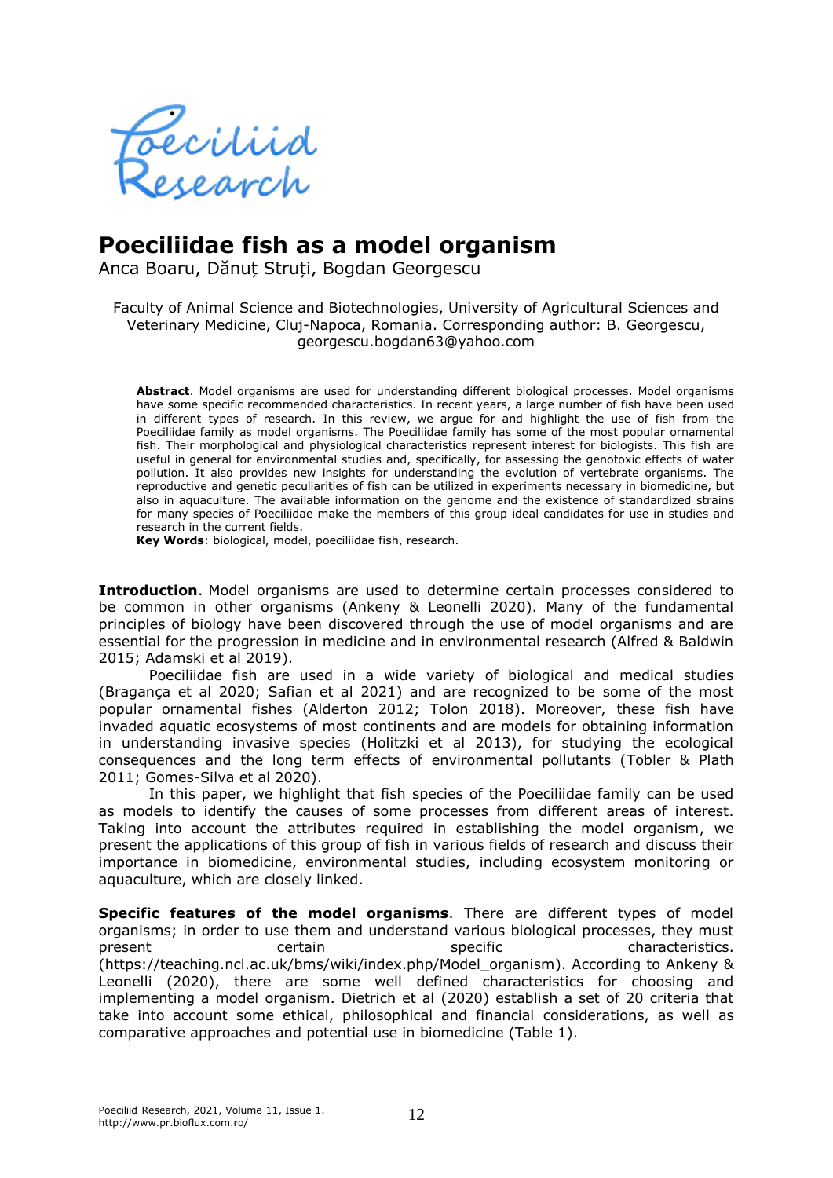# Poeciliidae fish as a model organism

Anca Boaru, Dănuț Struți, Bogdan Georgescu

Faculty of Animal Science and Biotechnologies, University of Agricultural Sciences and Veterinary Medicine, Cluj-Napoca, Romania. Corresponding author: B. Georgescu, georgescu.bogdan63@yahoo.com

**Abstract**. Model organisms are used for understanding different biological processes. Model organisms have some specific recommended characteristics. In recent years, a large number of fish have been used in different types of research. In this review, we argue for and highlight the use of fish from the Poeciliidae family as model organisms. The Poeciliidae family has some of the most popular ornamental fish. Their morphological and physiological characteristics represent interest for biologists. This fish are useful in general for environmental studies and, specifically, for assessing the genotoxic effects of water pollution. It also provides new insights for understanding the evolution of vertebrate organisms. The reproductive and genetic peculiarities of fish can be utilized in experiments necessary in biomedicine, but also in aquaculture. The available information on the genome and the existence of standardized strains for many species of Poeciliidae make the members of this group ideal candidates for use in studies and research in the current fields.

**Key Words**: biological, model, poeciliidae fish, research.

**Introduction**. Model organisms are used to determine certain processes considered to be common in other organisms (Ankeny & Leonelli 2020). Many of the fundamental principles of biology have been discovered through the use of model organisms and are essential for the progression in medicine and in environmental research (Alfred & Baldwin 2015; Adamski et al 2019).

Poeciliidae fish are used in a wide variety of biological and medical studies (Bragança et al 2020; Safian et al 2021) and are recognized to be some of the most popular ornamental fishes (Alderton 2012; Tolon 2018). Moreover, these fish have invaded aquatic ecosystems of most continents and are models for obtaining information in understanding invasive species (Holitzki et al 2013), for studying the ecological consequences and the long term effects of environmental pollutants (Tobler & Plath 2011; Gomes-Silva et al 2020).

In this paper, we highlight that fish species of the Poeciliidae family can be used as models to identify the causes of some processes from different areas of interest. Taking into account the attributes required in establishing the model organism, we present the applications of this group of fish in various fields of research and discuss their importance in biomedicine, environmental studies, including ecosystem monitoring or aquaculture, which are closely linked.

**Specific features of the model organisms**. There are different types of model organisms; in order to use them and understand various biological processes, they must present certain specific characteristics. (https://teaching.ncl.ac.uk/bms/wiki/index.php/Model_organism). According to Ankeny & Leonelli (2020), there are some well defined characteristics for choosing and implementing a model organism. Dietrich et al (2020) establish a set of 20 criteria that take into account some ethical, philosophical and financial considerations, as well as comparative approaches and potential use in biomedicine (Table 1).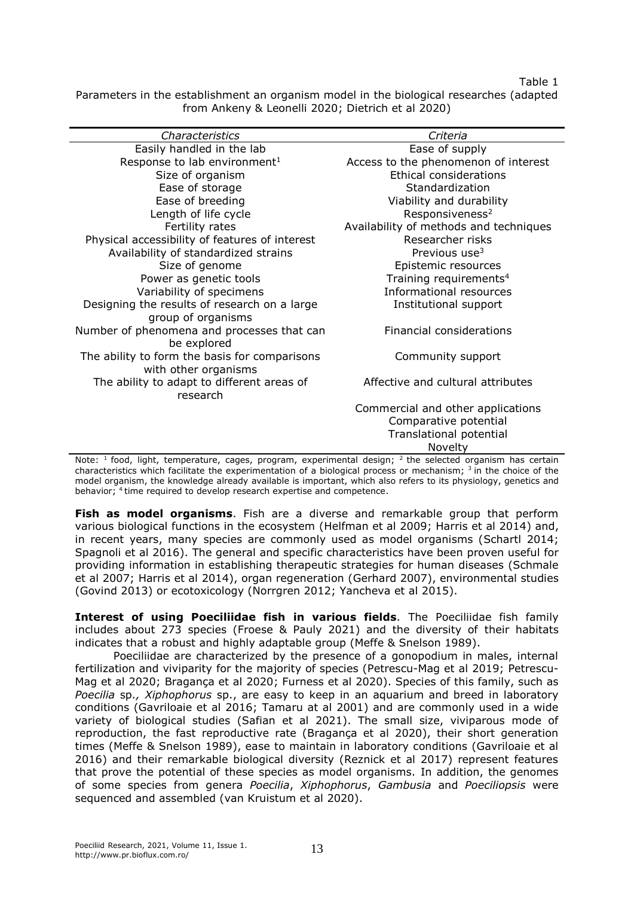Table 1

Parameters in the establishment an organism model in the biological researches (adapted from Ankeny & Leonelli 2020; Dietrich et al 2020)

| *Characteristics* | *Criteria* |
|---|---|
| Easily handled in the lab | Ease of supply |
| Response to lab environment[1] | Access to the phenomenon of interest |
| Size of organism | Ethical considerations |
| Ease of storage | Standardization |
| Ease of breeding | Viability and durability |
| Length of life cycle | Responsiveness[2] |
| Fertility rates | Availability of methods and techniques |
| Physical accessibility of features of interest | Researcher risks |
| Availability of standardized strains | Previous use[3] |
| Size of genome | Epistemic resources |
| Power as genetic tools | Training requirements[4] |
| Variability of specimens | Informational resources |
| Designing the results of research on a large group of organisms | Institutional support |
| Number of phenomena and processes that can be explored | Financial considerations |
| The ability to form the basis for comparisons with other organisms | Community support |
| The ability to adapt to different areas of research | Affective and cultural attributes |
| | Commercial and other applications |
| | Comparative potential |
| | Translational potential |
| | Novelty |

Note: [1] food, light, temperature, cages, program, experimental design; [2] the selected organism has certain characteristics which facilitate the experimentation of a biological process or mechanism; [3] in the choice of the model organism, the knowledge already available is important, which also refers to its physiology, genetics and behavior; [4] time required to develop research expertise and competence.

**Fish as model organisms**. Fish are a diverse and remarkable group that perform various biological functions in the ecosystem (Helfman et al 2009; Harris et al 2014) and, in recent years, many species are commonly used as model organisms (Schartl 2014; Spagnoli et al 2016). The general and specific characteristics have been proven useful for providing information in establishing therapeutic strategies for human diseases (Schmale et al 2007; Harris et al 2014), organ regeneration (Gerhard 2007), environmental studies (Govind 2013) or ecotoxicology (Norrgren 2012; Yancheva et al 2015).

**Interest of using Poeciliidae fish in various fields**. The Poeciliidae fish family includes about 273 species (Froese & Pauly 2021) and the diversity of their habitats indicates that a robust and highly adaptable group (Meffe & Snelson 1989).

Poeciliidae are characterized by the presence of a gonopodium in males, internal fertilization and viviparity for the majority of species (Petrescu-Mag et al 2019; Petrescu-Mag et al 2020; Bragança et al 2020; Furness et al 2020). Species of this family, such as *Poecilia* sp*., Xiphophorus* sp., are easy to keep in an aquarium and breed in laboratory conditions (Gavriloaie et al 2016; Tamaru at al 2001) and are commonly used in a wide variety of biological studies (Safian et al 2021). The small size, viviparous mode of reproduction, the fast reproductive rate (Bragança et al 2020), their short generation times (Meffe & Snelson 1989), ease to maintain in laboratory conditions (Gavriloaie et al 2016) and their remarkable biological diversity (Reznick et al 2017) represent features that prove the potential of these species as model organisms. In addition, the genomes of some species from genera *Poecilia*, *Xiphophorus*, *Gambusia* and *Poeciliopsis* were sequenced and assembled (van Kruistum et al 2020).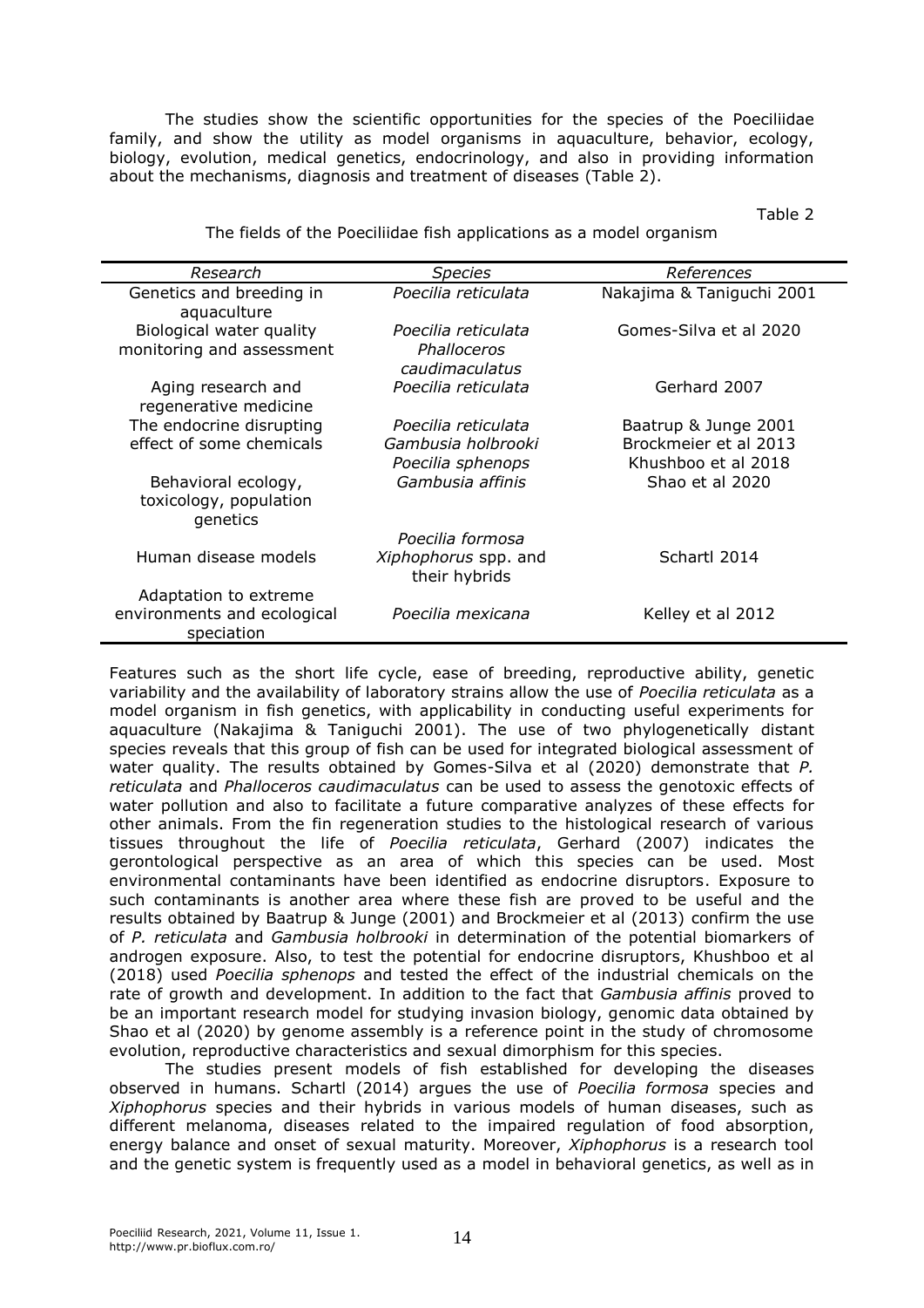The studies show the scientific opportunities for the species of the Poeciliidae family, and show the utility as model organisms in aquaculture, behavior, ecology, biology, evolution, medical genetics, endocrinology, and also in providing information about the mechanisms, diagnosis and treatment of diseases (Table 2).

Table 2

The fields of the Poeciliidae fish applications as a model organism

| *Research* | *Species* | *References* |
|---|---|---|
| Genetics and breeding in aquaculture | *Poecilia reticulata* | Nakajima & Taniguchi 2001 |
| Biological water quality monitoring and assessment | *Poecilia reticulata*<br>*Phalloceros caudimaculatus* | Gomes-Silva et al 2020 |
| Aging research and regenerative medicine | *Poecilia reticulata* | Gerhard 2007 |
| The endocrine disrupting effect of some chemicals | *Poecilia reticulata*<br>*Gambusia holbrooki*<br>*Poecilia sphenops* | Baatrup & Junge 2001<br>Brockmeier et al 2013<br>Khushboo et al 2018 |
| Behavioral ecology, toxicology, population genetics | *Gambusia affinis* | Shao et al 2020 |
| Human disease models | *Poecilia formosa*<br>*Xiphophorus* spp. and their hybrids | Schartl 2014 |
| Adaptation to extreme environments and ecological speciation | *Poecilia mexicana* | Kelley et al 2012 |

Features such as the short life cycle, ease of breeding, reproductive ability, genetic variability and the availability of laboratory strains allow the use of *Poecilia reticulata* as a model organism in fish genetics, with applicability in conducting useful experiments for aquaculture (Nakajima & Taniguchi 2001). The use of two phylogenetically distant species reveals that this group of fish can be used for integrated biological assessment of water quality. The results obtained by Gomes-Silva et al (2020) demonstrate that *P. reticulata* and *Phalloceros caudimaculatus* can be used to assess the genotoxic effects of water pollution and also to facilitate a future comparative analyzes of these effects for other animals. From the fin regeneration studies to the histological research of various tissues throughout the life of *Poecilia reticulata*, Gerhard (2007) indicates the gerontological perspective as an area of which this species can be used. Most environmental contaminants have been identified as endocrine disruptors. Exposure to such contaminants is another area where these fish are proved to be useful and the results obtained by Baatrup & Junge (2001) and Brockmeier et al (2013) confirm the use of *P. reticulata* and *Gambusia holbrooki* in determination of the potential biomarkers of androgen exposure. Also, to test the potential for endocrine disruptors, Khushboo et al (2018) used *Poecilia sphenops* and tested the effect of the industrial chemicals on the rate of growth and development. In addition to the fact that *Gambusia affinis* proved to be an important research model for studying invasion biology, genomic data obtained by Shao et al (2020) by genome assembly is a reference point in the study of chromosome evolution, reproductive characteristics and sexual dimorphism for this species.

The studies present models of fish established for developing the diseases observed in humans. Schartl (2014) argues the use of *Poecilia formosa* species and *Xiphophorus* species and their hybrids in various models of human diseases, such as different melanoma, diseases related to the impaired regulation of food absorption, energy balance and onset of sexual maturity. Moreover, *Xiphophorus* is a research tool and the genetic system is frequently used as a model in behavioral genetics, as well as in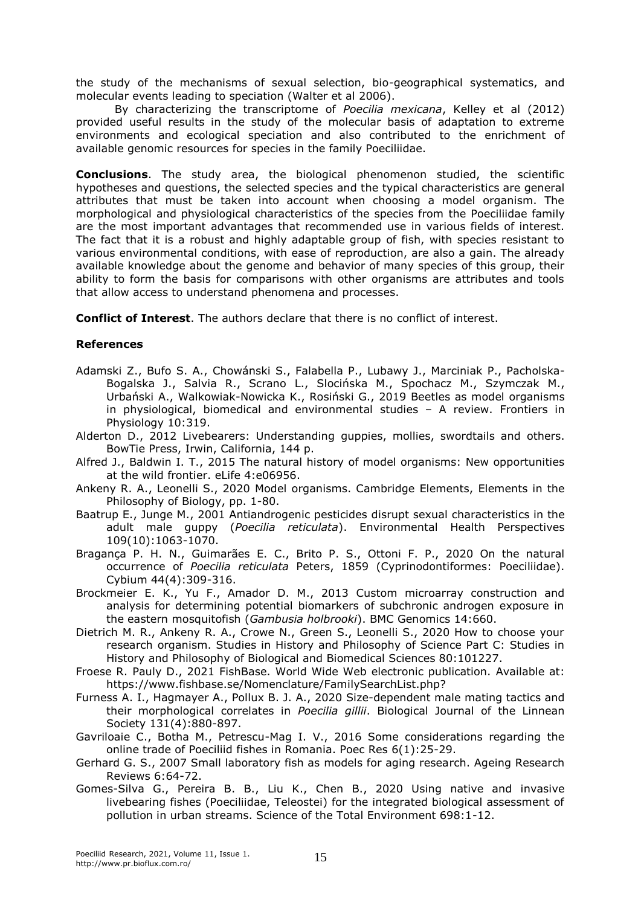the study of the mechanisms of sexual selection, bio-geographical systematics, and molecular events leading to speciation (Walter et al 2006).

By characterizing the transcriptome of *Poecilia mexicana*, Kelley et al (2012) provided useful results in the study of the molecular basis of adaptation to extreme environments and ecological speciation and also contributed to the enrichment of available genomic resources for species in the family Poeciliidae.

**Conclusions**. The study area, the biological phenomenon studied, the scientific hypotheses and questions, the selected species and the typical characteristics are general attributes that must be taken into account when choosing a model organism. The morphological and physiological characteristics of the species from the Poeciliidae family are the most important advantages that recommended use in various fields of interest. The fact that it is a robust and highly adaptable group of fish, with species resistant to various environmental conditions, with ease of reproduction, are also a gain. The already available knowledge about the genome and behavior of many species of this group, their ability to form the basis for comparisons with other organisms are attributes and tools that allow access to understand phenomena and processes.

**Conflict of Interest**. The authors declare that there is no conflict of interest.

**References**

Adamski Z., Bufo S. A., Chowánski S., Falabella P., Lubawy J., Marciniak P., Pacholska-Bogalska J., Salvia R., Scrano L., Slocińska M., Spochacz M., Szymczak M., Urbański A., Walkowiak-Nowicka K., Rosiński G., 2019 Beetles as model organisms in physiological, biomedical and environmental studies – A review. Frontiers in Physiology 10:319.

Alderton D., 2012 Livebearers: Understanding guppies, mollies, swordtails and others. BowTie Press, Irwin, California, 144 p.

Alfred J., Baldwin I. T., 2015 The natural history of model organisms: New opportunities at the wild frontier. eLife 4:e06956.

Ankeny R. A., Leonelli S., 2020 Model organisms. Cambridge Elements, Elements in the Philosophy of Biology, pp. 1-80.

Baatrup E., Junge M., 2001 Antiandrogenic pesticides disrupt sexual characteristics in the adult male guppy (*Poecilia reticulata*). Environmental Health Perspectives 109(10):1063-1070.

Bragança P. H. N., Guimarães E. C., Brito P. S., Ottoni F. P., 2020 On the natural occurrence of *Poecilia reticulata* Peters, 1859 (Cyprinodontiformes: Poeciliidae). Cybium 44(4):309-316.

Brockmeier E. K., Yu F., Amador D. M., 2013 Custom microarray construction and analysis for determining potential biomarkers of subchronic androgen exposure in the eastern mosquitofish (*Gambusia holbrooki*). BMC Genomics 14:660.

Dietrich M. R., Ankeny R. A., Crowe N., Green S., Leonelli S., 2020 How to choose your research organism. Studies in History and Philosophy of Science Part C: Studies in History and Philosophy of Biological and Biomedical Sciences 80:101227.

Froese R. Pauly D., 2021 FishBase. World Wide Web electronic publication. Available at: https://www.fishbase.se/Nomenclature/FamilySearchList.php?

Furness A. I., Hagmayer A., Pollux B. J. A., 2020 Size-dependent male mating tactics and their morphological correlates in *Poecilia gillii*. Biological Journal of the Linnean Society 131(4):880-897.

Gavriloaie C., Botha M., Petrescu-Mag I. V., 2016 Some considerations regarding the online trade of Poeciliid fishes in Romania. Poec Res 6(1):25-29.

Gerhard G. S., 2007 Small laboratory fish as models for aging research. Ageing Research Reviews 6:64-72.

Gomes-Silva G., Pereira B. B., Liu K., Chen B., 2020 Using native and invasive livebearing fishes (Poeciliidae, Teleostei) for the integrated biological assessment of pollution in urban streams. Science of the Total Environment 698:1-12.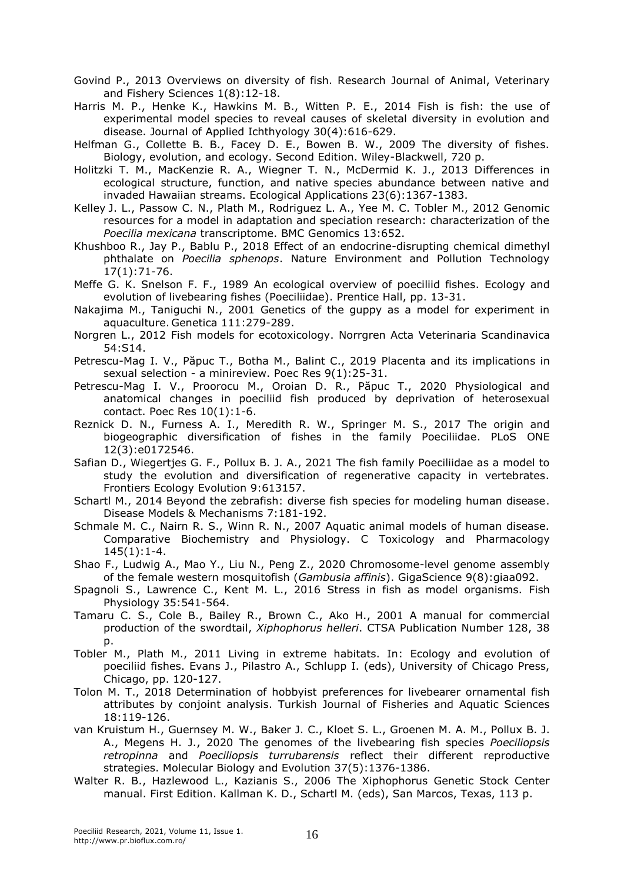Govind P., 2013 Overviews on diversity of fish. Research Journal of Animal, Veterinary and Fishery Sciences 1(8):12-18.

Harris M. P., Henke K., Hawkins M. B., Witten P. E., 2014 Fish is fish: the use of experimental model species to reveal causes of skeletal diversity in evolution and disease. Journal of Applied Ichthyology 30(4):616-629.

Helfman G., Collette B. B., Facey D. E., Bowen B. W., 2009 The diversity of fishes. Biology, evolution, and ecology. Second Edition. Wiley-Blackwell, 720 p.

Holitzki T. M., MacKenzie R. A., Wiegner T. N., McDermid K. J., 2013 Differences in ecological structure, function, and native species abundance between native and invaded Hawaiian streams. Ecological Applications 23(6):1367-1383.

Kelley J. L., Passow C. N., Plath M., Rodriguez L. A., Yee M. C. Tobler M., 2012 Genomic resources for a model in adaptation and speciation research: characterization of the *Poecilia mexicana* transcriptome. BMC Genomics 13:652.

Khushboo R., Jay P., Bablu P., 2018 Effect of an endocrine-disrupting chemical dimethyl phthalate on *Poecilia sphenops*. Nature Environment and Pollution Technology 17(1):71-76.

Meffe G. K. Snelson F. F., 1989 An ecological overview of poeciliid fishes. Ecology and evolution of livebearing fishes (Poeciliidae). Prentice Hall, pp. 13-31.

Nakajima M., Taniguchi N., 2001 Genetics of the guppy as a model for experiment in aquaculture. Genetica 111:279-289.

Norgren L., 2012 Fish models for ecotoxicology. Norrgren Acta Veterinaria Scandinavica 54:S14.

Petrescu-Mag I. V., Păpuc T., Botha M., Balint C., 2019 Placenta and its implications in sexual selection - a minireview. Poec Res 9(1):25-31.

Petrescu-Mag I. V., Proorocu M., Oroian D. R., Păpuc T., 2020 Physiological and anatomical changes in poeciliid fish produced by deprivation of heterosexual contact. Poec Res 10(1):1-6.

Reznick D. N., Furness A. I., Meredith R. W., Springer M. S., 2017 The origin and biogeographic diversification of fishes in the family Poeciliidae. PLoS ONE 12(3):e0172546.

Safian D., Wiegertjes G. F., Pollux B. J. A., 2021 The fish family Poeciliidae as a model to study the evolution and diversification of regenerative capacity in vertebrates. Frontiers Ecology Evolution 9:613157.

Schartl M., 2014 Beyond the zebrafish: diverse fish species for modeling human disease. Disease Models & Mechanisms 7:181-192.

Schmale M. C., Nairn R. S., Winn R. N., 2007 Aquatic animal models of human disease. Comparative Biochemistry and Physiology. C Toxicology and Pharmacology 145(1):1-4.

Shao F., Ludwig A., Mao Y., Liu N., Peng Z., 2020 Chromosome-level genome assembly of the female western mosquitofish (*Gambusia affinis*). GigaScience 9(8):giaa092.

Spagnoli S., Lawrence C., Kent M. L., 2016 Stress in fish as model organisms. Fish Physiology 35:541-564.

Tamaru C. S., Cole B., Bailey R., Brown C., Ako H., 2001 A manual for commercial production of the swordtail, *Xiphophorus helleri*. CTSA Publication Number 128, 38 p.

Tobler M., Plath M., 2011 Living in extreme habitats. In: Ecology and evolution of poeciliid fishes. Evans J., Pilastro A., Schlupp I. (eds), University of Chicago Press, Chicago, pp. 120-127.

Tolon M. T., 2018 Determination of hobbyist preferences for livebearer ornamental fish attributes by conjoint analysis. Turkish Journal of Fisheries and Aquatic Sciences 18:119-126.

van Kruistum H., Guernsey M. W., Baker J. C., Kloet S. L., Groenen M. A. M., Pollux B. J. A., Megens H. J., 2020 The genomes of the livebearing fish species *Poeciliopsis retropinna* and *Poeciliopsis turrubarensis* reflect their different reproductive strategies. Molecular Biology and Evolution 37(5):1376-1386.

Walter R. B., Hazlewood L., Kazianis S., 2006 The Xiphophorus Genetic Stock Center manual. First Edition. Kallman K. D., Schartl M. (eds), San Marcos, Texas, 113 p.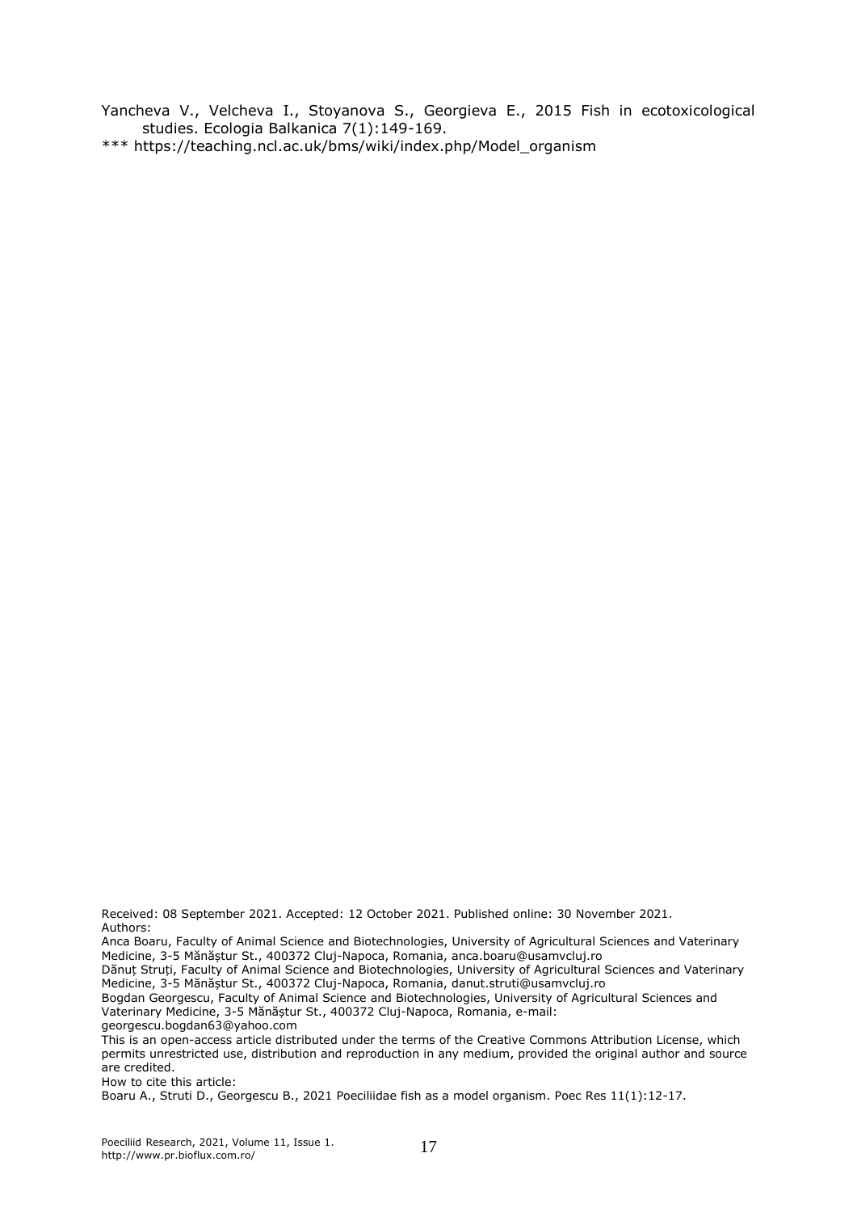Yancheva V., Velcheva I., Stoyanova S., Georgieva E., 2015 Fish in ecotoxicological studies. Ecologia Balkanica 7(1):149-169.

*** https://teaching.ncl.ac.uk/bms/wiki/index.php/Model_organism

Received: 08 September 2021. Accepted: 12 October 2021. Published online: 30 November 2021.

Authors:

Anca Boaru, Faculty of Animal Science and Biotechnologies, University of Agricultural Sciences and Vaterinary Medicine, 3-5 Mănăştur St., 400372 Cluj-Napoca, Romania, anca.boaru@usamvcluj.ro

Dănuț Struți, Faculty of Animal Science and Biotechnologies, University of Agricultural Sciences and Vaterinary Medicine, 3-5 Mănăştur St., 400372 Cluj-Napoca, Romania, danut.struti@usamvcluj.ro

Bogdan Georgescu, Faculty of Animal Science and Biotechnologies, University of Agricultural Sciences and Vaterinary Medicine, 3-5 Mănăştur St., 400372 Cluj-Napoca, Romania, e-mail: georgescu.bogdan63@yahoo.com

This is an open-access article distributed under the terms of the Creative Commons Attribution License, which permits unrestricted use, distribution and reproduction in any medium, provided the original author and source are credited.

How to cite this article:

Boaru A., Struti D., Georgescu B., 2021 Poeciliidae fish as a model organism. Poec Res 11(1):12-17.